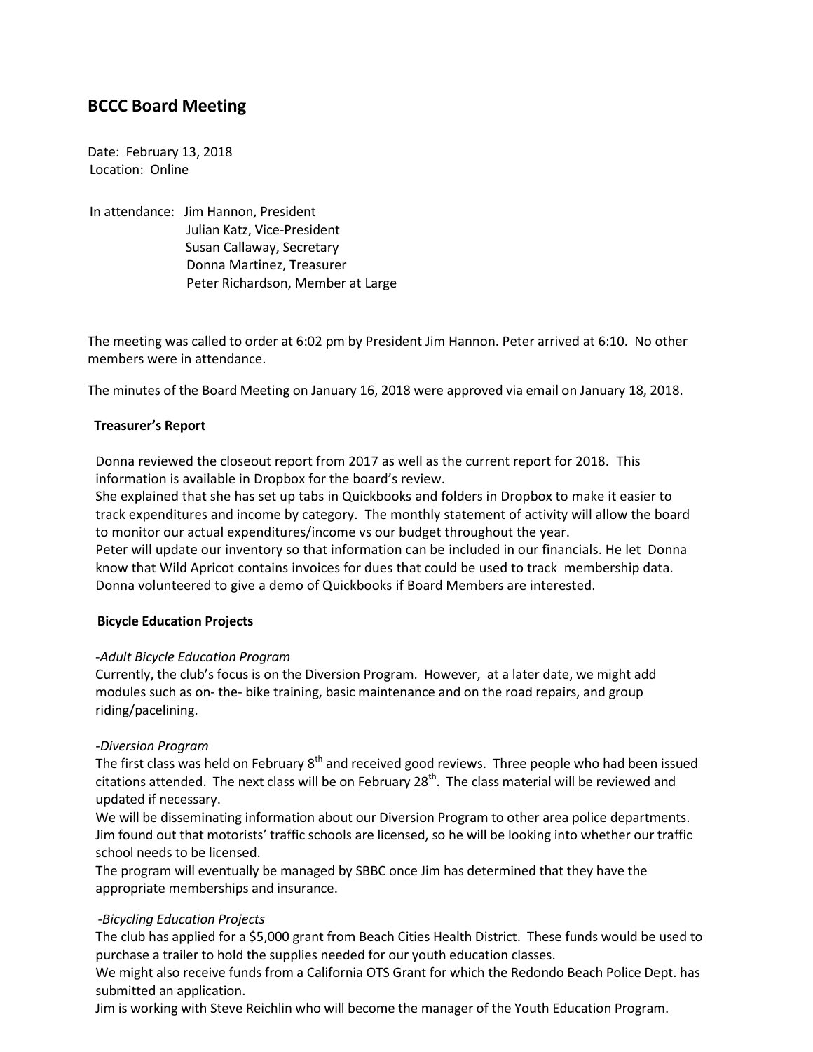# BCCC Board Meeting

Date: February 13, 2018
Location: Online

In attendance: Jim Hannon, President
Julian Katz, Vice-President
Susan Callaway, Secretary
Donna Martinez, Treasurer
Peter Richardson, Member at Large

The meeting was called to order at 6:02 pm by President Jim Hannon. Peter arrived at 6:10. No other members were in attendance.

The minutes of the Board Meeting on January 16, 2018 were approved via email on January 18, 2018.

**Treasurer's Report**

Donna reviewed the closeout report from 2017 as well as the current report for 2018. This information is available in Dropbox for the board's review.
She explained that she has set up tabs in Quickbooks and folders in Dropbox to make it easier to track expenditures and income by category. The monthly statement of activity will allow the board to monitor our actual expenditures/income vs our budget throughout the year.
Peter will update our inventory so that information can be included in our financials. He let Donna know that Wild Apricot contains invoices for dues that could be used to track membership data.
Donna volunteered to give a demo of Quickbooks if Board Members are interested.

**Bicycle Education Projects**

*-Adult Bicycle Education Program*
Currently, the club's focus is on the Diversion Program. However, at a later date, we might add modules such as on- the- bike training, basic maintenance and on the road repairs, and group riding/pacelining.

*-Diversion Program*
The first class was held on February 8th and received good reviews. Three people who had been issued citations attended. The next class will be on February 28th. The class material will be reviewed and updated if necessary.
We will be disseminating information about our Diversion Program to other area police departments.
Jim found out that motorists' traffic schools are licensed, so he will be looking into whether our traffic school needs to be licensed.
The program will eventually be managed by SBBC once Jim has determined that they have the appropriate memberships and insurance.

*-Bicycling Education Projects*
The club has applied for a $5,000 grant from Beach Cities Health District. These funds would be used to purchase a trailer to hold the supplies needed for our youth education classes.
We might also receive funds from a California OTS Grant for which the Redondo Beach Police Dept. has submitted an application.
Jim is working with Steve Reichlin who will become the manager of the Youth Education Program.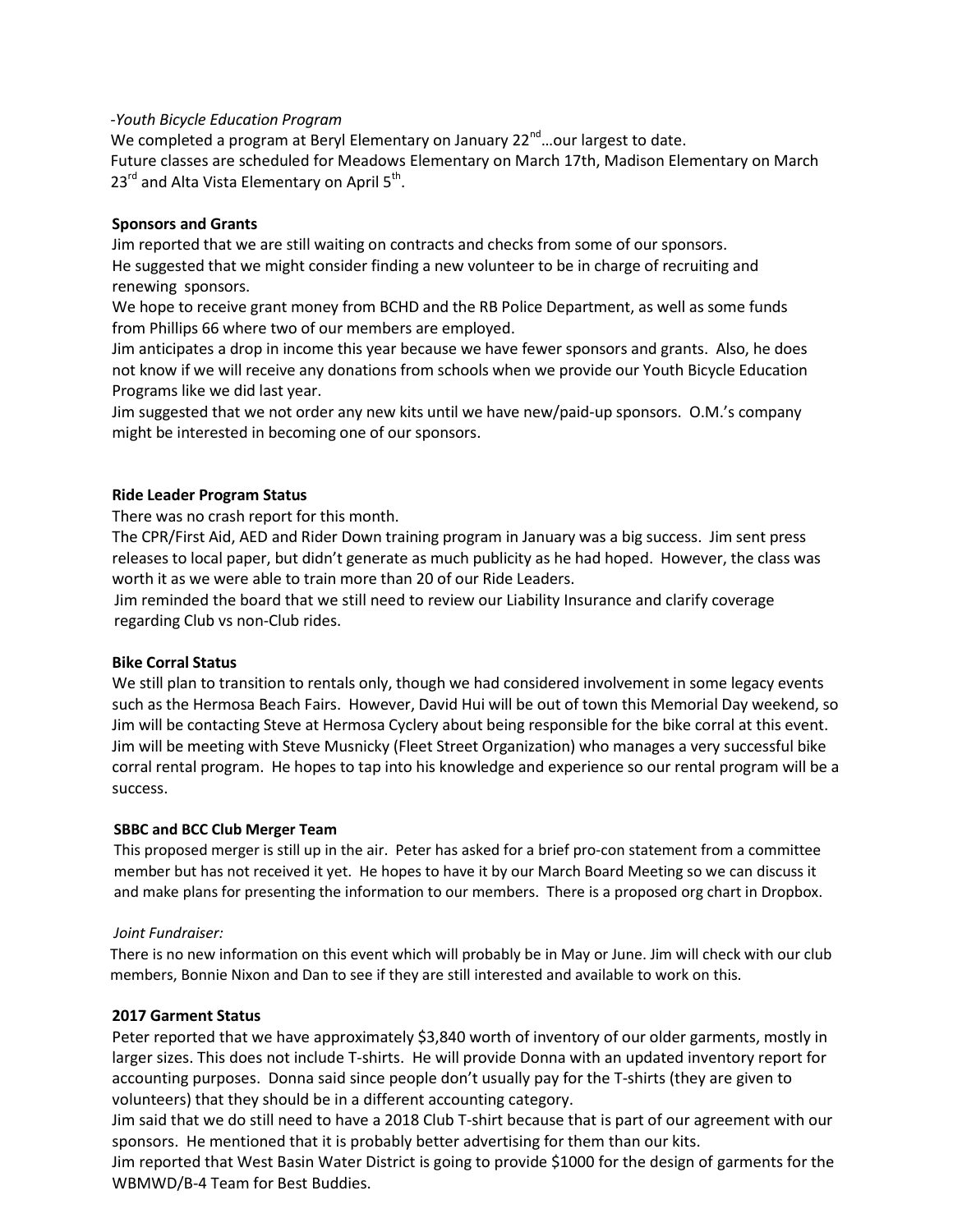*-Youth Bicycle Education Program*

We completed a program at Beryl Elementary on January 22nd…our largest to date.
Future classes are scheduled for Meadows Elementary on March 17th, Madison Elementary on March 23rd and Alta Vista Elementary on April 5th.

**Sponsors and Grants**

Jim reported that we are still waiting on contracts and checks from some of our sponsors.
He suggested that we might consider finding a new volunteer to be in charge of recruiting and renewing sponsors.
We hope to receive grant money from BCHD and the RB Police Department, as well as some funds from Phillips 66 where two of our members are employed.
Jim anticipates a drop in income this year because we have fewer sponsors and grants. Also, he does not know if we will receive any donations from schools when we provide our Youth Bicycle Education Programs like we did last year.
Jim suggested that we not order any new kits until we have new/paid-up sponsors. O.M.'s company might be interested in becoming one of our sponsors.

**Ride Leader Program Status**

There was no crash report for this month.
The CPR/First Aid, AED and Rider Down training program in January was a big success. Jim sent press releases to local paper, but didn't generate as much publicity as he had hoped. However, the class was worth it as we were able to train more than 20 of our Ride Leaders.
Jim reminded the board that we still need to review our Liability Insurance and clarify coverage regarding Club vs non-Club rides.

**Bike Corral Status**

We still plan to transition to rentals only, though we had considered involvement in some legacy events such as the Hermosa Beach Fairs. However, David Hui will be out of town this Memorial Day weekend, so Jim will be contacting Steve at Hermosa Cyclery about being responsible for the bike corral at this event. Jim will be meeting with Steve Musnicky (Fleet Street Organization) who manages a very successful bike corral rental program. He hopes to tap into his knowledge and experience so our rental program will be a success.

**SBBC and BCC Club Merger Team**

This proposed merger is still up in the air. Peter has asked for a brief pro-con statement from a committee member but has not received it yet. He hopes to have it by our March Board Meeting so we can discuss it and make plans for presenting the information to our members. There is a proposed org chart in Dropbox.

*Joint Fundraiser:*

There is no new information on this event which will probably be in May or June. Jim will check with our club members, Bonnie Nixon and Dan to see if they are still interested and available to work on this.

**2017 Garment Status**

Peter reported that we have approximately $3,840 worth of inventory of our older garments, mostly in larger sizes. This does not include T-shirts. He will provide Donna with an updated inventory report for accounting purposes. Donna said since people don't usually pay for the T-shirts (they are given to volunteers) that they should be in a different accounting category.
Jim said that we do still need to have a 2018 Club T-shirt because that is part of our agreement with our sponsors. He mentioned that it is probably better advertising for them than our kits.
Jim reported that West Basin Water District is going to provide $1000 for the design of garments for the WBMWD/B-4 Team for Best Buddies.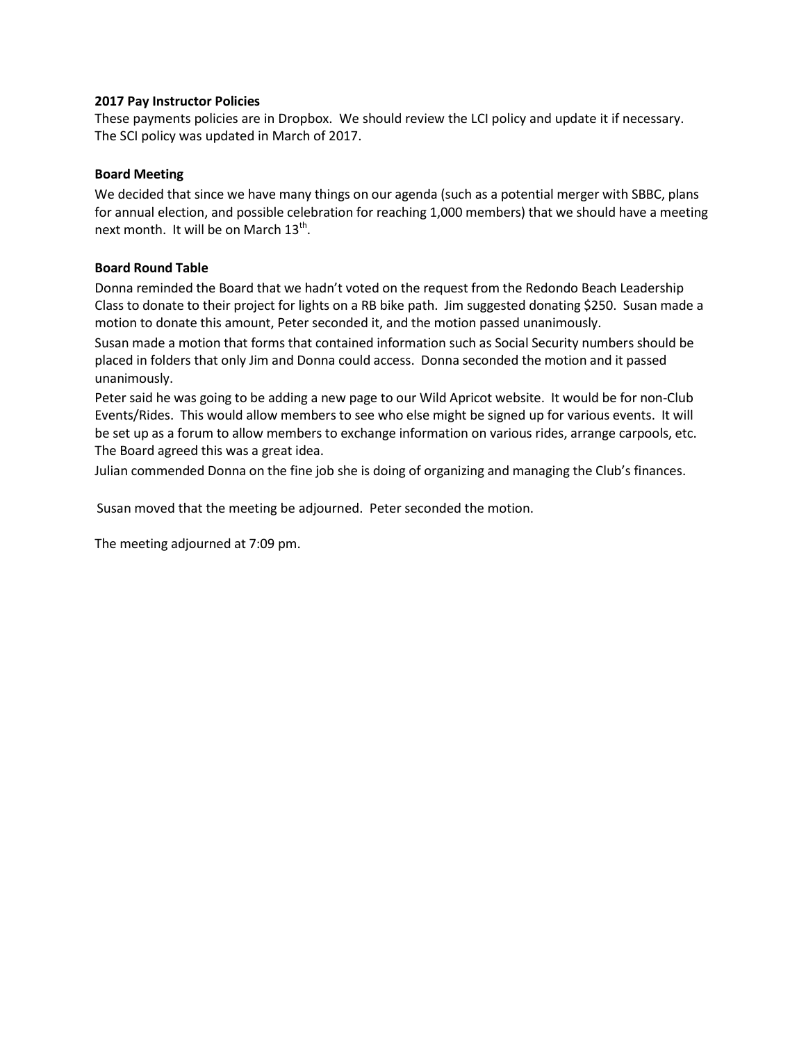**2017 Pay Instructor Policies**

These payments policies are in Dropbox. We should review the LCI policy and update it if necessary. The SCI policy was updated in March of 2017.

**Board Meeting**

We decided that since we have many things on our agenda (such as a potential merger with SBBC, plans for annual election, and possible celebration for reaching 1,000 members) that we should have a meeting next month. It will be on March 13th.

**Board Round Table**

Donna reminded the Board that we hadn't voted on the request from the Redondo Beach Leadership Class to donate to their project for lights on a RB bike path. Jim suggested donating $250. Susan made a motion to donate this amount, Peter seconded it, and the motion passed unanimously.

Susan made a motion that forms that contained information such as Social Security numbers should be placed in folders that only Jim and Donna could access. Donna seconded the motion and it passed unanimously.

Peter said he was going to be adding a new page to our Wild Apricot website. It would be for non-Club Events/Rides. This would allow members to see who else might be signed up for various events. It will be set up as a forum to allow members to exchange information on various rides, arrange carpools, etc. The Board agreed this was a great idea.

Julian commended Donna on the fine job she is doing of organizing and managing the Club's finances.

Susan moved that the meeting be adjourned. Peter seconded the motion.

The meeting adjourned at 7:09 pm.